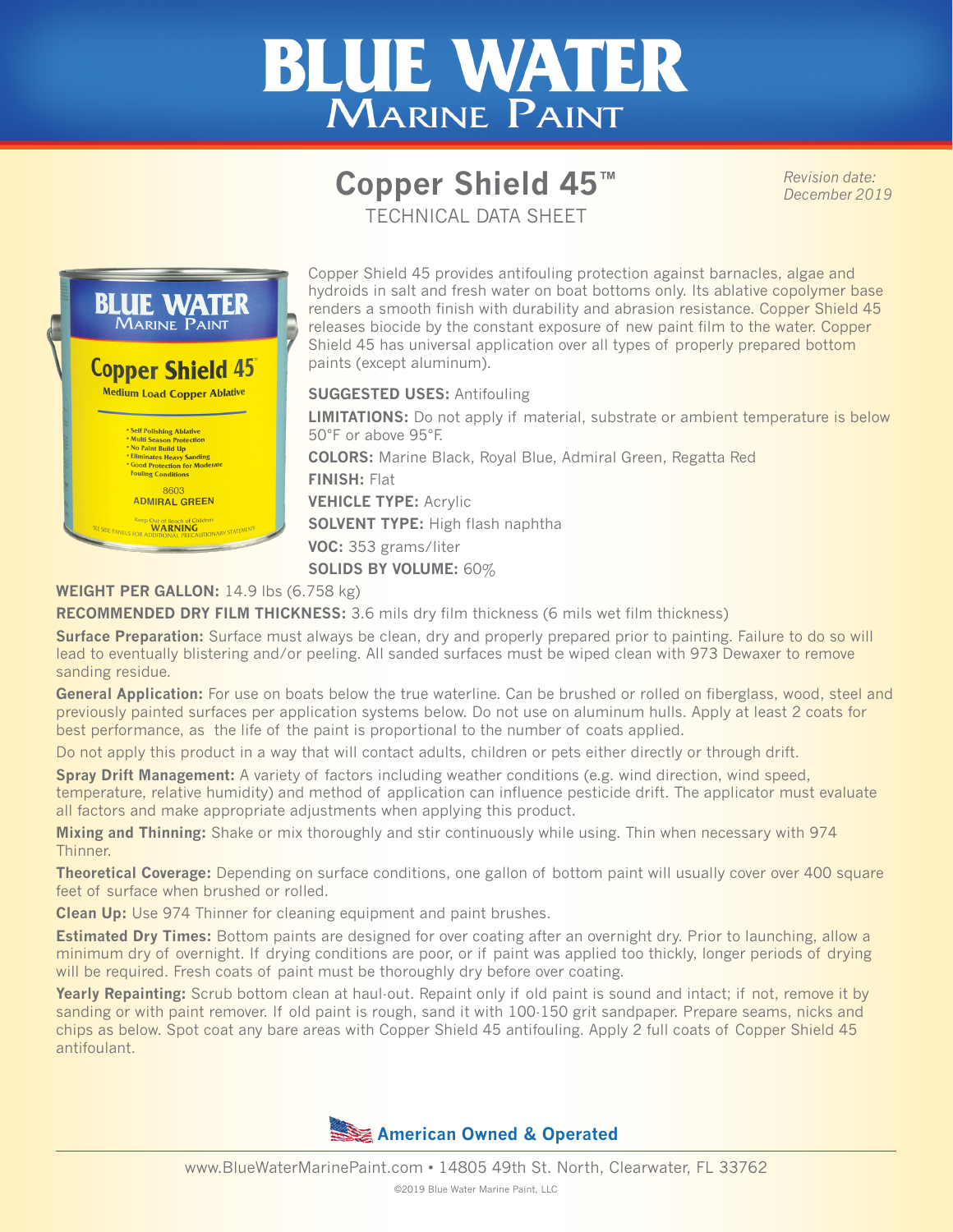# BLUE WATER
## Marine Paint

# Copper Shield 45™

TECHNICAL DATA SHEET

*Revision date: December 2019*

Copper Shield 45 provides antifouling protection against barnacles, algae and hydroids in salt and fresh water on boat bottoms only. Its ablative copolymer base renders a smooth finish with durability and abrasion resistance. Copper Shield 45 releases biocide by the constant exposure of new paint film to the water. Copper Shield 45 has universal application over all types of properly prepared bottom paints (except aluminum).

**SUGGESTED USES:** Antifouling

**LIMITATIONS:** Do not apply if material, substrate or ambient temperature is below 50°F or above 95°F.

**COLORS:** Marine Black, Royal Blue, Admiral Green, Regatta Red

**FINISH:** Flat

**VEHICLE TYPE:** Acrylic

**SOLVENT TYPE:** High flash naphtha

**VOC:** 353 grams/liter

**SOLIDS BY VOLUME:** 60%

**WEIGHT PER GALLON:** 14.9 lbs (6.758 kg)

**RECOMMENDED DRY FILM THICKNESS:** 3.6 mils dry film thickness (6 mils wet film thickness)

**Surface Preparation:** Surface must always be clean, dry and properly prepared prior to painting. Failure to do so will lead to eventually blistering and/or peeling. All sanded surfaces must be wiped clean with 973 Dewaxer to remove sanding residue.

**General Application:** For use on boats below the true waterline. Can be brushed or rolled on fiberglass, wood, steel and previously painted surfaces per application systems below. Do not use on aluminum hulls. Apply at least 2 coats for best performance, as the life of the paint is proportional to the number of coats applied.

Do not apply this product in a way that will contact adults, children or pets either directly or through drift.

**Spray Drift Management:** A variety of factors including weather conditions (e.g. wind direction, wind speed, temperature, relative humidity) and method of application can influence pesticide drift. The applicator must evaluate all factors and make appropriate adjustments when applying this product.

**Mixing and Thinning:** Shake or mix thoroughly and stir continuously while using. Thin when necessary with 974 Thinner.

**Theoretical Coverage:** Depending on surface conditions, one gallon of bottom paint will usually cover over 400 square feet of surface when brushed or rolled.

**Clean Up:** Use 974 Thinner for cleaning equipment and paint brushes.

**Estimated Dry Times:** Bottom paints are designed for over coating after an overnight dry. Prior to launching, allow a minimum dry of overnight. If drying conditions are poor, or if paint was applied too thickly, longer periods of drying will be required. Fresh coats of paint must be thoroughly dry before over coating.

**Yearly Repainting:** Scrub bottom clean at haul-out. Repaint only if old paint is sound and intact; if not, remove it by sanding or with paint remover. If old paint is rough, sand it with 100-150 grit sandpaper. Prepare seams, nicks and chips as below. Spot coat any bare areas with Copper Shield 45 antifouling. Apply 2 full coats of Copper Shield 45 antifoulant.

**American Owned & Operated**

www.BlueWaterMarinePaint.com • 14805 49th St. North, Clearwater, FL 33762

©2019 Blue Water Marine Paint, LLC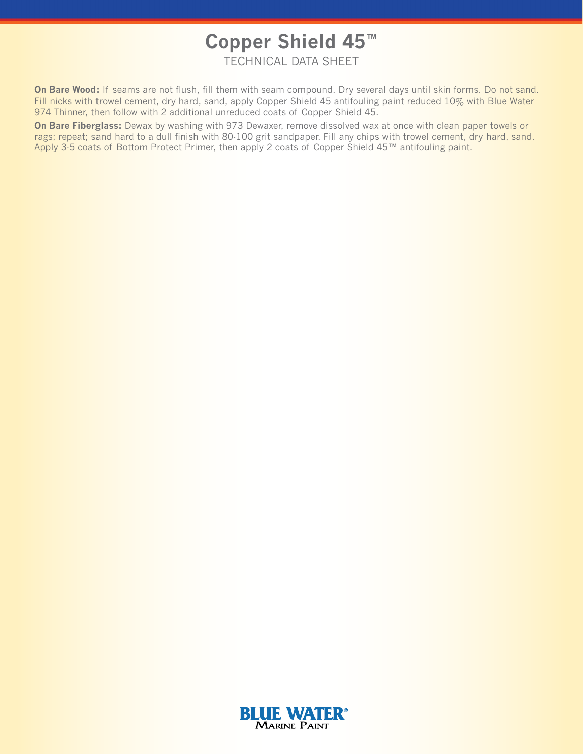# Copper Shield 45™

TECHNICAL DATA SHEET

**On Bare Wood:** If seams are not flush, fill them with seam compound. Dry several days until skin forms. Do not sand. Fill nicks with trowel cement, dry hard, sand, apply Copper Shield 45 antifouling paint reduced 10% with Blue Water 974 Thinner, then follow with 2 additional unreduced coats of Copper Shield 45.

**On Bare Fiberglass:** Dewax by washing with 973 Dewaxer, remove dissolved wax at once with clean paper towels or rags; repeat; sand hard to a dull finish with 80-100 grit sandpaper. Fill any chips with trowel cement, dry hard, sand. Apply 3-5 coats of Bottom Protect Primer, then apply 2 coats of Copper Shield 45™ antifouling paint.

BLUE WATER® Marine Paint